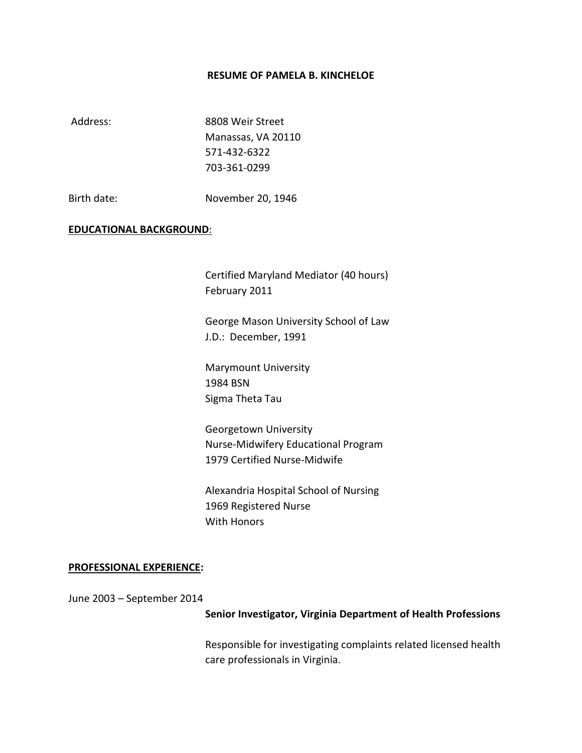**RESUME OF PAMELA B. KINCHELOE**

Address: 8808 Weir Street
Manassas, VA 20110
571-432-6322
703-361-0299

Birth date: November 20, 1946

## EDUCATIONAL BACKGROUND:

Certified Maryland Mediator (40 hours)
February 2011

George Mason University School of Law
J.D.: December, 1991

Marymount University
1984 BSN
Sigma Theta Tau

Georgetown University
Nurse-Midwifery Educational Program
1979 Certified Nurse-Midwife

Alexandria Hospital School of Nursing
1969 Registered Nurse
With Honors

## PROFESSIONAL EXPERIENCE:

June 2003 – September 2014

**Senior Investigator, Virginia Department of Health Professions**

Responsible for investigating complaints related licensed health care professionals in Virginia.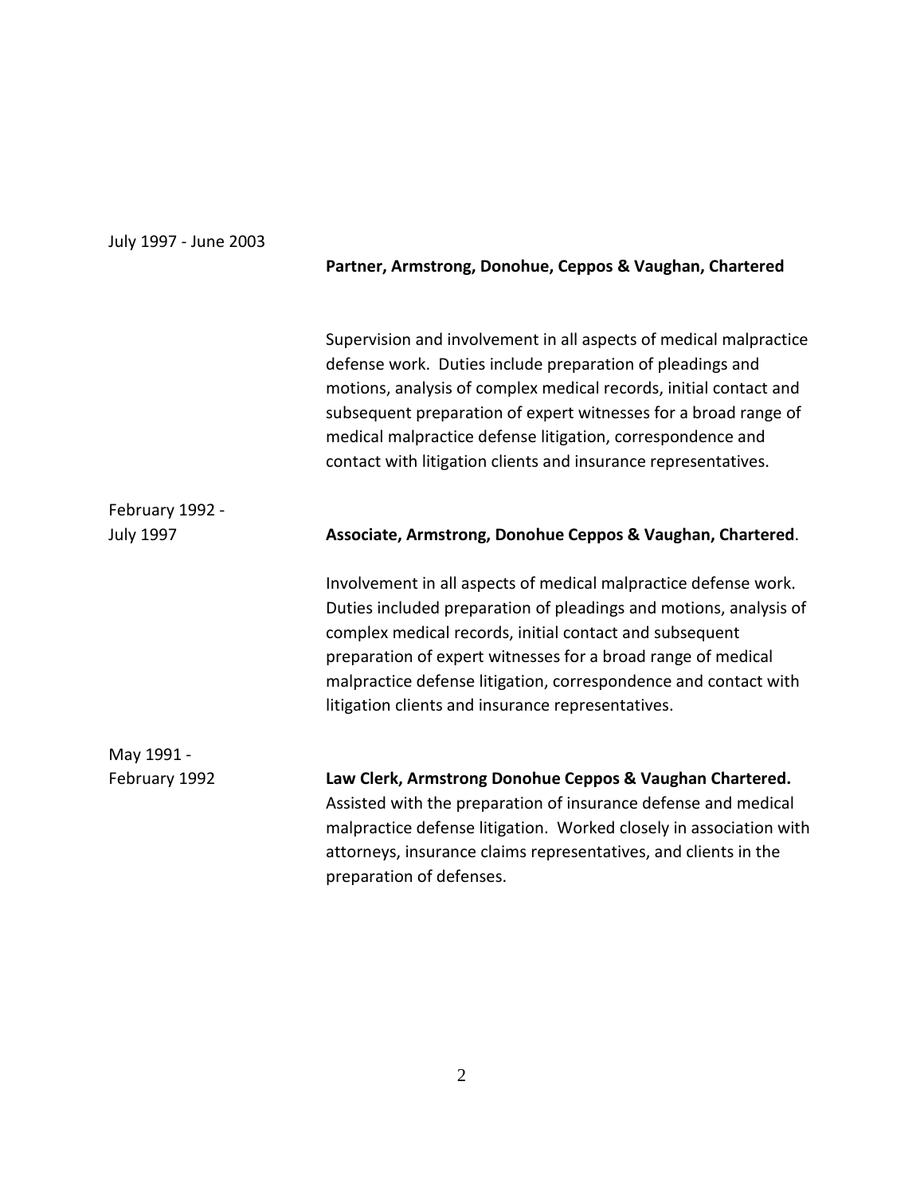July 1997 - June 2003

**Partner, Armstrong, Donohue, Ceppos & Vaughan, Chartered**

Supervision and involvement in all aspects of medical malpractice defense work. Duties include preparation of pleadings and motions, analysis of complex medical records, initial contact and subsequent preparation of expert witnesses for a broad range of medical malpractice defense litigation, correspondence and contact with litigation clients and insurance representatives.

February 1992 - July 1997

**Associate, Armstrong, Donohue Ceppos & Vaughan, Chartered**.

Involvement in all aspects of medical malpractice defense work. Duties included preparation of pleadings and motions, analysis of complex medical records, initial contact and subsequent preparation of expert witnesses for a broad range of medical malpractice defense litigation, correspondence and contact with litigation clients and insurance representatives.

May 1991 - February 1992

**Law Clerk, Armstrong Donohue Ceppos & Vaughan Chartered.** Assisted with the preparation of insurance defense and medical malpractice defense litigation. Worked closely in association with attorneys, insurance claims representatives, and clients in the preparation of defenses.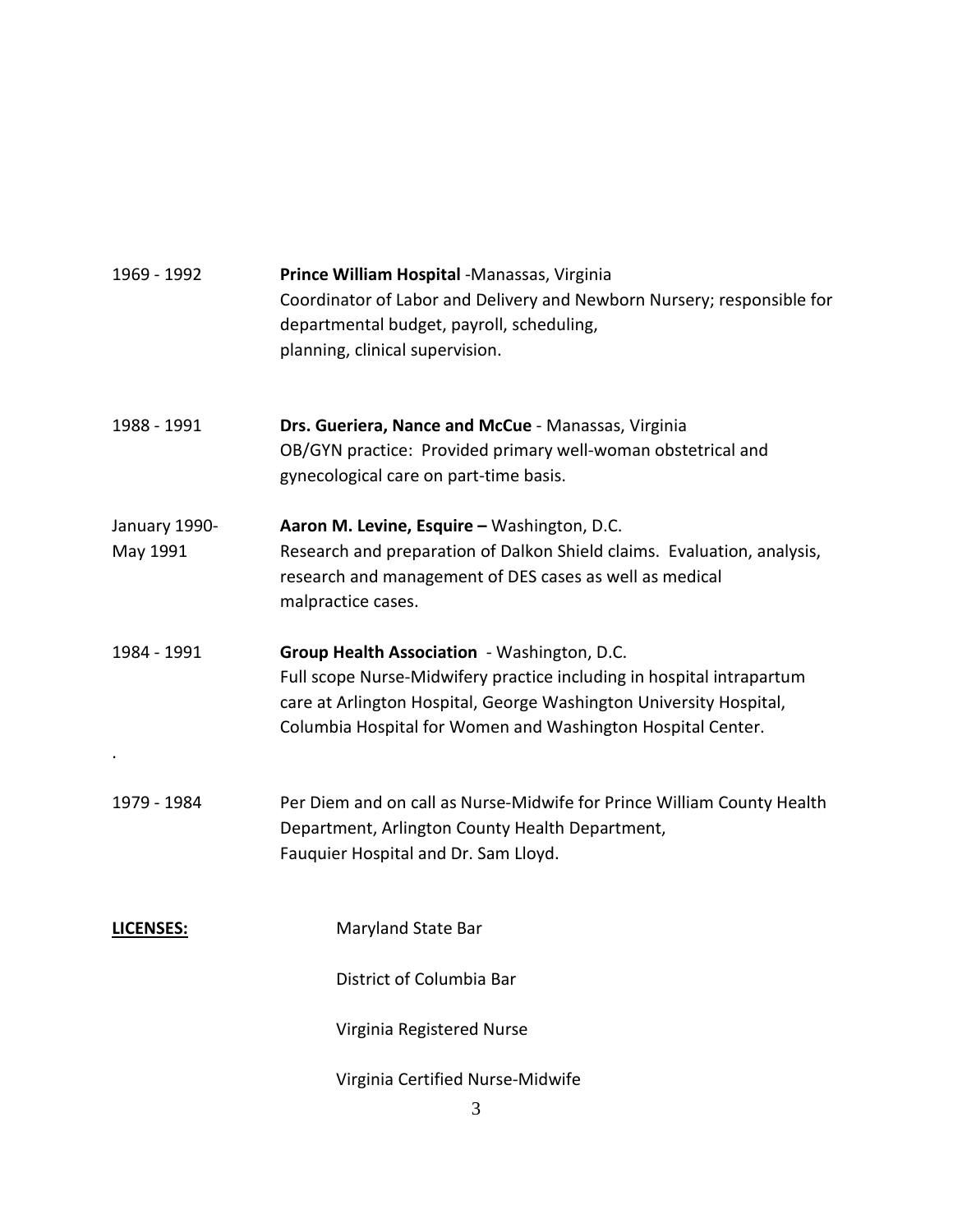1969 - 1992 **Prince William Hospital** -Manassas, Virginia
Coordinator of Labor and Delivery and Newborn Nursery; responsible for departmental budget, payroll, scheduling, planning, clinical supervision.

1988 - 1991 **Drs. Gueriera, Nance and McCue** - Manassas, Virginia
OB/GYN practice: Provided primary well-woman obstetrical and gynecological care on part-time basis.

January 1990- May 1991 **Aaron M. Levine, Esquire –** Washington, D.C.
Research and preparation of Dalkon Shield claims. Evaluation, analysis, research and management of DES cases as well as medical malpractice cases.

1984 - 1991 **Group Health Association** - Washington, D.C.
Full scope Nurse-Midwifery practice including in hospital intrapartum care at Arlington Hospital, George Washington University Hospital, Columbia Hospital for Women and Washington Hospital Center.

1979 - 1984 Per Diem and on call as Nurse-Midwife for Prince William County Health Department, Arlington County Health Department, Fauquier Hospital and Dr. Sam Lloyd.

**LICENSES:**

Maryland State Bar

District of Columbia Bar

Virginia Registered Nurse

Virginia Certified Nurse-Midwife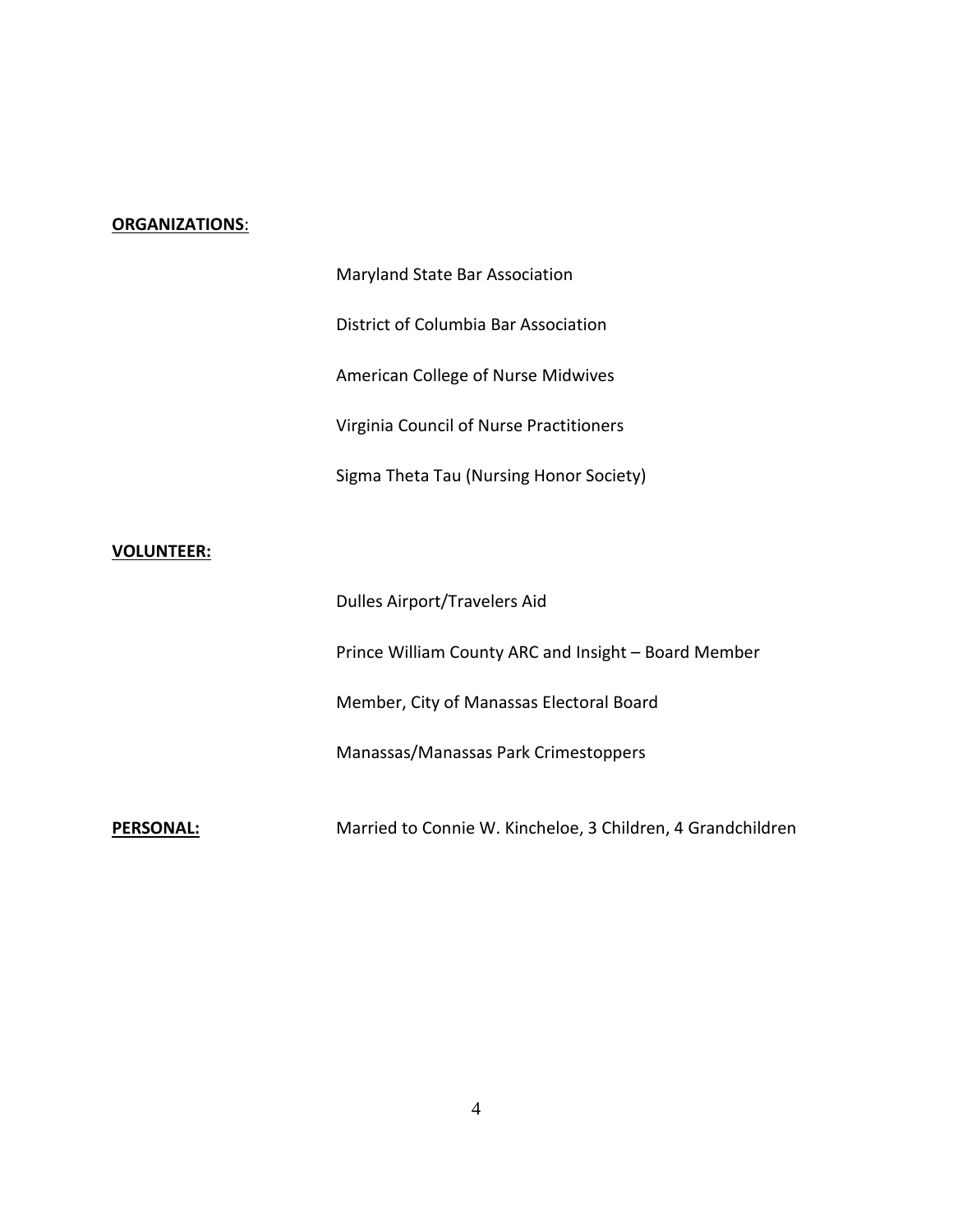**<u>ORGANIZATIONS</u>**:

Maryland State Bar Association

District of Columbia Bar Association

American College of Nurse Midwives

Virginia Council of Nurse Practitioners

Sigma Theta Tau (Nursing Honor Society)

**<u>VOLUNTEER:</u>**

Dulles Airport/Travelers Aid

Prince William County ARC and Insight – Board Member

Member, City of Manassas Electoral Board

Manassas/Manassas Park Crimestoppers

**<u>PERSONAL:</u>** Married to Connie W. Kincheloe, 3 Children, 4 Grandchildren